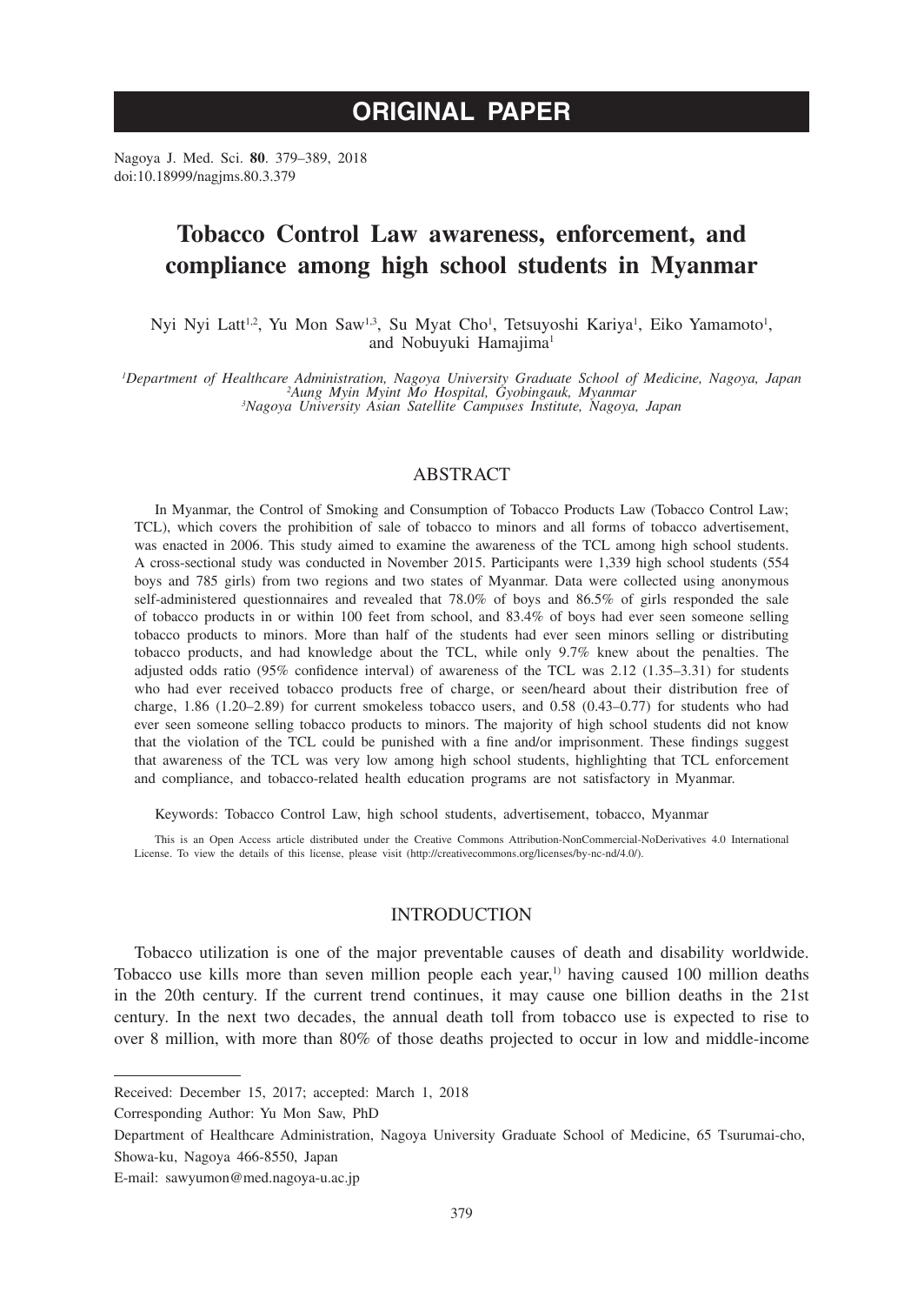# ORIGINAL PAPER

Nagoya J. Med. Sci. **80**. 379–389, 2018
doi:10.18999/nagjms.80.3.379

# Tobacco Control Law awareness, enforcement, and compliance among high school students in Myanmar

Nyi Nyi Latt[1,2], Yu Mon Saw[1,3], Su Myat Cho[1], Tetsuyoshi Kariya[1], Eiko Yamamoto[1], and Nobuyuki Hamajima[1]

[1]*Department of Healthcare Administration, Nagoya University Graduate School of Medicine, Nagoya, Japan*
[2]*Aung Myin Myint Mo Hospital, Gyobingauk, Myanmar*
[3]*Nagoya University Asian Satellite Campuses Institute, Nagoya, Japan*

## ABSTRACT

In Myanmar, the Control of Smoking and Consumption of Tobacco Products Law (Tobacco Control Law; TCL), which covers the prohibition of sale of tobacco to minors and all forms of tobacco advertisement, was enacted in 2006. This study aimed to examine the awareness of the TCL among high school students. A cross-sectional study was conducted in November 2015. Participants were 1,339 high school students (554 boys and 785 girls) from two regions and two states of Myanmar. Data were collected using anonymous self-administered questionnaires and revealed that 78.0% of boys and 86.5% of girls responded the sale of tobacco products in or within 100 feet from school, and 83.4% of boys had ever seen someone selling tobacco products to minors. More than half of the students had ever seen minors selling or distributing tobacco products, and had knowledge about the TCL, while only 9.7% knew about the penalties. The adjusted odds ratio (95% confidence interval) of awareness of the TCL was 2.12 (1.35–3.31) for students who had ever received tobacco products free of charge, or seen/heard about their distribution free of charge, 1.86 (1.20–2.89) for current smokeless tobacco users, and 0.58 (0.43–0.77) for students who had ever seen someone selling tobacco products to minors. The majority of high school students did not know that the violation of the TCL could be punished with a fine and/or imprisonment. These findings suggest that awareness of the TCL was very low among high school students, highlighting that TCL enforcement and compliance, and tobacco-related health education programs are not satisfactory in Myanmar.

Keywords: Tobacco Control Law, high school students, advertisement, tobacco, Myanmar

This is an Open Access article distributed under the Creative Commons Attribution-NonCommercial-NoDerivatives 4.0 International License. To view the details of this license, please visit (http://creativecommons.org/licenses/by-nc-nd/4.0/).

## INTRODUCTION

Tobacco utilization is one of the major preventable causes of death and disability worldwide. Tobacco use kills more than seven million people each year,[1] having caused 100 million deaths in the 20th century. If the current trend continues, it may cause one billion deaths in the 21st century. In the next two decades, the annual death toll from tobacco use is expected to rise to over 8 million, with more than 80% of those deaths projected to occur in low and middle-income

---

Received: December 15, 2017; accepted: March 1, 2018

Corresponding Author: Yu Mon Saw, PhD

Department of Healthcare Administration, Nagoya University Graduate School of Medicine, 65 Tsurumai-cho, Showa-ku, Nagoya 466-8550, Japan

E-mail: sawyumon@med.nagoya-u.ac.jp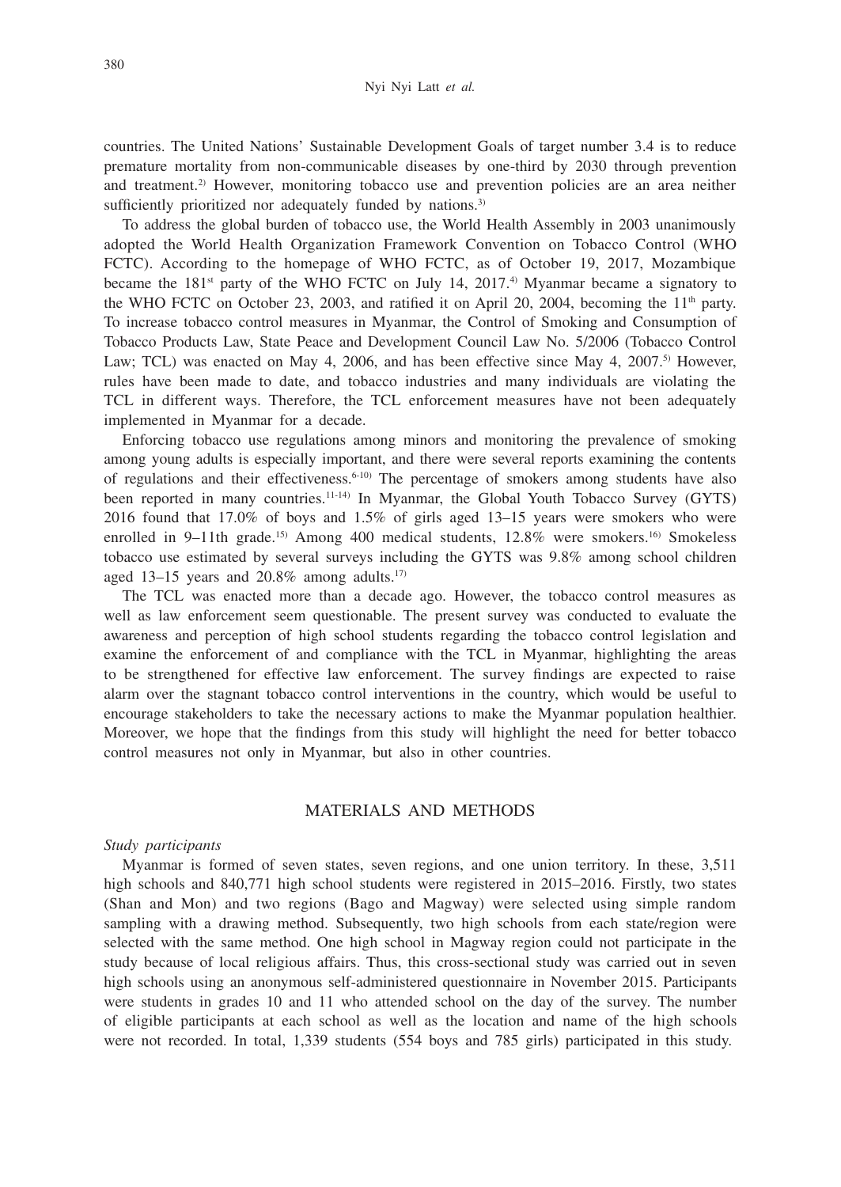countries. The United Nations' Sustainable Development Goals of target number 3.4 is to reduce premature mortality from non-communicable diseases by one-third by 2030 through prevention and treatment.[2] However, monitoring tobacco use and prevention policies are an area neither sufficiently prioritized nor adequately funded by nations.[3]

To address the global burden of tobacco use, the World Health Assembly in 2003 unanimously adopted the World Health Organization Framework Convention on Tobacco Control (WHO FCTC). According to the homepage of WHO FCTC, as of October 19, 2017, Mozambique became the 181st party of the WHO FCTC on July 14, 2017.[4] Myanmar became a signatory to the WHO FCTC on October 23, 2003, and ratified it on April 20, 2004, becoming the 11th party. To increase tobacco control measures in Myanmar, the Control of Smoking and Consumption of Tobacco Products Law, State Peace and Development Council Law No. 5/2006 (Tobacco Control Law; TCL) was enacted on May 4, 2006, and has been effective since May 4, 2007.[5] However, rules have been made to date, and tobacco industries and many individuals are violating the TCL in different ways. Therefore, the TCL enforcement measures have not been adequately implemented in Myanmar for a decade.

Enforcing tobacco use regulations among minors and monitoring the prevalence of smoking among young adults is especially important, and there were several reports examining the contents of regulations and their effectiveness.[6-10] The percentage of smokers among students have also been reported in many countries.[11-14] In Myanmar, the Global Youth Tobacco Survey (GYTS) 2016 found that 17.0% of boys and 1.5% of girls aged 13–15 years were smokers who were enrolled in 9–11th grade.[15] Among 400 medical students, 12.8% were smokers.[16] Smokeless tobacco use estimated by several surveys including the GYTS was 9.8% among school children aged 13–15 years and 20.8% among adults.[17]

The TCL was enacted more than a decade ago. However, the tobacco control measures as well as law enforcement seem questionable. The present survey was conducted to evaluate the awareness and perception of high school students regarding the tobacco control legislation and examine the enforcement of and compliance with the TCL in Myanmar, highlighting the areas to be strengthened for effective law enforcement. The survey findings are expected to raise alarm over the stagnant tobacco control interventions in the country, which would be useful to encourage stakeholders to take the necessary actions to make the Myanmar population healthier. Moreover, we hope that the findings from this study will highlight the need for better tobacco control measures not only in Myanmar, but also in other countries.

## MATERIALS AND METHODS

*Study participants*

Myanmar is formed of seven states, seven regions, and one union territory. In these, 3,511 high schools and 840,771 high school students were registered in 2015–2016. Firstly, two states (Shan and Mon) and two regions (Bago and Magway) were selected using simple random sampling with a drawing method. Subsequently, two high schools from each state/region were selected with the same method. One high school in Magway region could not participate in the study because of local religious affairs. Thus, this cross-sectional study was carried out in seven high schools using an anonymous self-administered questionnaire in November 2015. Participants were students in grades 10 and 11 who attended school on the day of the survey. The number of eligible participants at each school as well as the location and name of the high schools were not recorded. In total, 1,339 students (554 boys and 785 girls) participated in this study.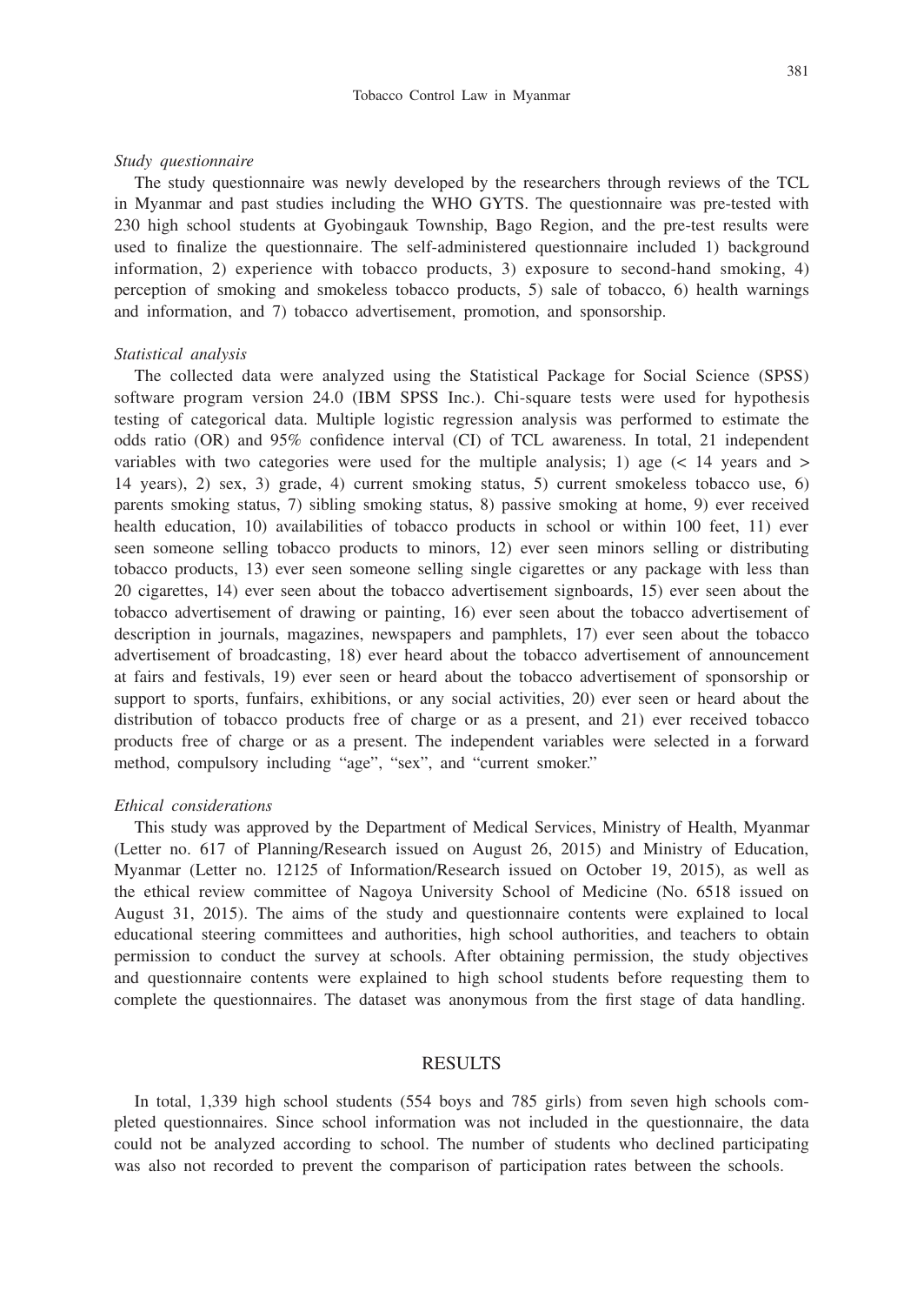*Study questionnaire*

The study questionnaire was newly developed by the researchers through reviews of the TCL in Myanmar and past studies including the WHO GYTS. The questionnaire was pre-tested with 230 high school students at Gyobingauk Township, Bago Region, and the pre-test results were used to finalize the questionnaire. The self-administered questionnaire included 1) background information, 2) experience with tobacco products, 3) exposure to second-hand smoking, 4) perception of smoking and smokeless tobacco products, 5) sale of tobacco, 6) health warnings and information, and 7) tobacco advertisement, promotion, and sponsorship.

*Statistical analysis*

The collected data were analyzed using the Statistical Package for Social Science (SPSS) software program version 24.0 (IBM SPSS Inc.). Chi-square tests were used for hypothesis testing of categorical data. Multiple logistic regression analysis was performed to estimate the odds ratio (OR) and 95% confidence interval (CI) of TCL awareness. In total, 21 independent variables with two categories were used for the multiple analysis; 1) age (< 14 years and > 14 years), 2) sex, 3) grade, 4) current smoking status, 5) current smokeless tobacco use, 6) parents smoking status, 7) sibling smoking status, 8) passive smoking at home, 9) ever received health education, 10) availabilities of tobacco products in school or within 100 feet, 11) ever seen someone selling tobacco products to minors, 12) ever seen minors selling or distributing tobacco products, 13) ever seen someone selling single cigarettes or any package with less than 20 cigarettes, 14) ever seen about the tobacco advertisement signboards, 15) ever seen about the tobacco advertisement of drawing or painting, 16) ever seen about the tobacco advertisement of description in journals, magazines, newspapers and pamphlets, 17) ever seen about the tobacco advertisement of broadcasting, 18) ever heard about the tobacco advertisement of announcement at fairs and festivals, 19) ever seen or heard about the tobacco advertisement of sponsorship or support to sports, funfairs, exhibitions, or any social activities, 20) ever seen or heard about the distribution of tobacco products free of charge or as a present, and 21) ever received tobacco products free of charge or as a present. The independent variables were selected in a forward method, compulsory including "age", "sex", and "current smoker."

*Ethical considerations*

This study was approved by the Department of Medical Services, Ministry of Health, Myanmar (Letter no. 617 of Planning/Research issued on August 26, 2015) and Ministry of Education, Myanmar (Letter no. 12125 of Information/Research issued on October 19, 2015), as well as the ethical review committee of Nagoya University School of Medicine (No. 6518 issued on August 31, 2015). The aims of the study and questionnaire contents were explained to local educational steering committees and authorities, high school authorities, and teachers to obtain permission to conduct the survey at schools. After obtaining permission, the study objectives and questionnaire contents were explained to high school students before requesting them to complete the questionnaires. The dataset was anonymous from the first stage of data handling.

## RESULTS

In total, 1,339 high school students (554 boys and 785 girls) from seven high schools completed questionnaires. Since school information was not included in the questionnaire, the data could not be analyzed according to school. The number of students who declined participating was also not recorded to prevent the comparison of participation rates between the schools.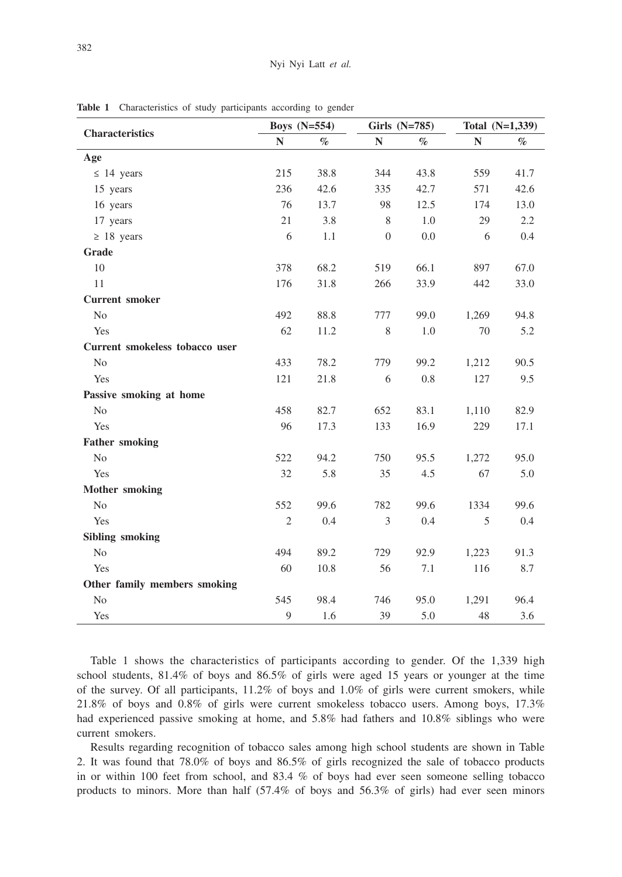**Table 1** Characteristics of study participants according to gender

| Characteristics | Boys (N=554) | | Girls (N=785) | | Total (N=1,339) | |
|---|---|---|---|---|---|---|
| | N | % | N | % | N | % |
| **Age** | | | | | | |
| ≤ 14 years | 215 | 38.8 | 344 | 43.8 | 559 | 41.7 |
| 15 years | 236 | 42.6 | 335 | 42.7 | 571 | 42.6 |
| 16 years | 76 | 13.7 | 98 | 12.5 | 174 | 13.0 |
| 17 years | 21 | 3.8 | 8 | 1.0 | 29 | 2.2 |
| ≥ 18 years | 6 | 1.1 | 0 | 0.0 | 6 | 0.4 |
| **Grade** | | | | | | |
| 10 | 378 | 68.2 | 519 | 66.1 | 897 | 67.0 |
| 11 | 176 | 31.8 | 266 | 33.9 | 442 | 33.0 |
| **Current smoker** | | | | | | |
| No | 492 | 88.8 | 777 | 99.0 | 1,269 | 94.8 |
| Yes | 62 | 11.2 | 8 | 1.0 | 70 | 5.2 |
| **Current smokeless tobacco user** | | | | | | |
| No | 433 | 78.2 | 779 | 99.2 | 1,212 | 90.5 |
| Yes | 121 | 21.8 | 6 | 0.8 | 127 | 9.5 |
| **Passive smoking at home** | | | | | | |
| No | 458 | 82.7 | 652 | 83.1 | 1,110 | 82.9 |
| Yes | 96 | 17.3 | 133 | 16.9 | 229 | 17.1 |
| **Father smoking** | | | | | | |
| No | 522 | 94.2 | 750 | 95.5 | 1,272 | 95.0 |
| Yes | 32 | 5.8 | 35 | 4.5 | 67 | 5.0 |
| **Mother smoking** | | | | | | |
| No | 552 | 99.6 | 782 | 99.6 | 1334 | 99.6 |
| Yes | 2 | 0.4 | 3 | 0.4 | 5 | 0.4 |
| **Sibling smoking** | | | | | | |
| No | 494 | 89.2 | 729 | 92.9 | 1,223 | 91.3 |
| Yes | 60 | 10.8 | 56 | 7.1 | 116 | 8.7 |
| **Other family members smoking** | | | | | | |
| No | 545 | 98.4 | 746 | 95.0 | 1,291 | 96.4 |
| Yes | 9 | 1.6 | 39 | 5.0 | 48 | 3.6 |

Table 1 shows the characteristics of participants according to gender. Of the 1,339 high school students, 81.4% of boys and 86.5% of girls were aged 15 years or younger at the time of the survey. Of all participants, 11.2% of boys and 1.0% of girls were current smokers, while 21.8% of boys and 0.8% of girls were current smokeless tobacco users. Among boys, 17.3% had experienced passive smoking at home, and 5.8% had fathers and 10.8% siblings who were current smokers.

Results regarding recognition of tobacco sales among high school students are shown in Table 2. It was found that 78.0% of boys and 86.5% of girls recognized the sale of tobacco products in or within 100 feet from school, and 83.4 % of boys had ever seen someone selling tobacco products to minors. More than half (57.4% of boys and 56.3% of girls) had ever seen minors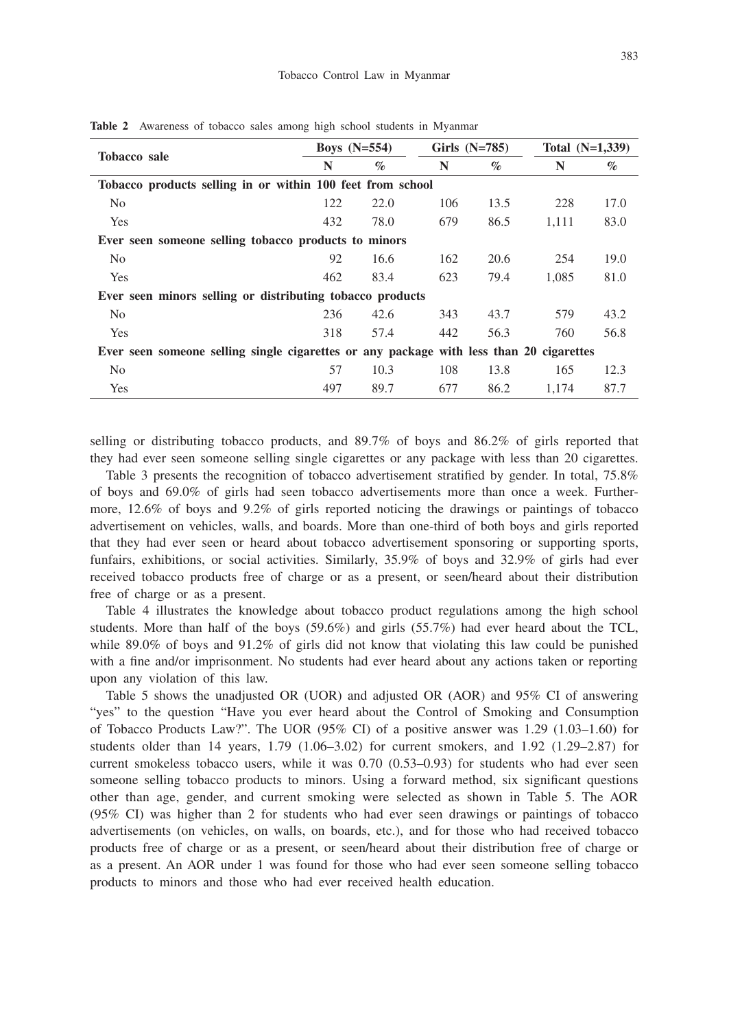**Table 2** Awareness of tobacco sales among high school students in Myanmar

| Tobacco sale | Boys (N=554) | | Girls (N=785) | | Total (N=1,339) | |
|---|---|---|---|---|---|---|
| | N | % | N | % | N | % |
| **Tobacco products selling in or within 100 feet from school** | | | | | | |
| No | 122 | 22.0 | 106 | 13.5 | 228 | 17.0 |
| Yes | 432 | 78.0 | 679 | 86.5 | 1,111 | 83.0 |
| **Ever seen someone selling tobacco products to minors** | | | | | | |
| No | 92 | 16.6 | 162 | 20.6 | 254 | 19.0 |
| Yes | 462 | 83.4 | 623 | 79.4 | 1,085 | 81.0 |
| **Ever seen minors selling or distributing tobacco products** | | | | | | |
| No | 236 | 42.6 | 343 | 43.7 | 579 | 43.2 |
| Yes | 318 | 57.4 | 442 | 56.3 | 760 | 56.8 |
| **Ever seen someone selling single cigarettes or any package with less than 20 cigarettes** | | | | | | |
| No | 57 | 10.3 | 108 | 13.8 | 165 | 12.3 |
| Yes | 497 | 89.7 | 677 | 86.2 | 1,174 | 87.7 |

selling or distributing tobacco products, and 89.7% of boys and 86.2% of girls reported that they had ever seen someone selling single cigarettes or any package with less than 20 cigarettes.

Table 3 presents the recognition of tobacco advertisement stratified by gender. In total, 75.8% of boys and 69.0% of girls had seen tobacco advertisements more than once a week. Furthermore, 12.6% of boys and 9.2% of girls reported noticing the drawings or paintings of tobacco advertisement on vehicles, walls, and boards. More than one-third of both boys and girls reported that they had ever seen or heard about tobacco advertisement sponsoring or supporting sports, funfairs, exhibitions, or social activities. Similarly, 35.9% of boys and 32.9% of girls had ever received tobacco products free of charge or as a present, or seen/heard about their distribution free of charge or as a present.

Table 4 illustrates the knowledge about tobacco product regulations among the high school students. More than half of the boys (59.6%) and girls (55.7%) had ever heard about the TCL, while 89.0% of boys and 91.2% of girls did not know that violating this law could be punished with a fine and/or imprisonment. No students had ever heard about any actions taken or reporting upon any violation of this law.

Table 5 shows the unadjusted OR (UOR) and adjusted OR (AOR) and 95% CI of answering "yes" to the question "Have you ever heard about the Control of Smoking and Consumption of Tobacco Products Law?". The UOR (95% CI) of a positive answer was 1.29 (1.03–1.60) for students older than 14 years, 1.79 (1.06–3.02) for current smokers, and 1.92 (1.29–2.87) for current smokeless tobacco users, while it was 0.70 (0.53–0.93) for students who had ever seen someone selling tobacco products to minors. Using a forward method, six significant questions other than age, gender, and current smoking were selected as shown in Table 5. The AOR (95% CI) was higher than 2 for students who had ever seen drawings or paintings of tobacco advertisements (on vehicles, on walls, on boards, etc.), and for those who had received tobacco products free of charge or as a present, or seen/heard about their distribution free of charge or as a present. An AOR under 1 was found for those who had ever seen someone selling tobacco products to minors and those who had ever received health education.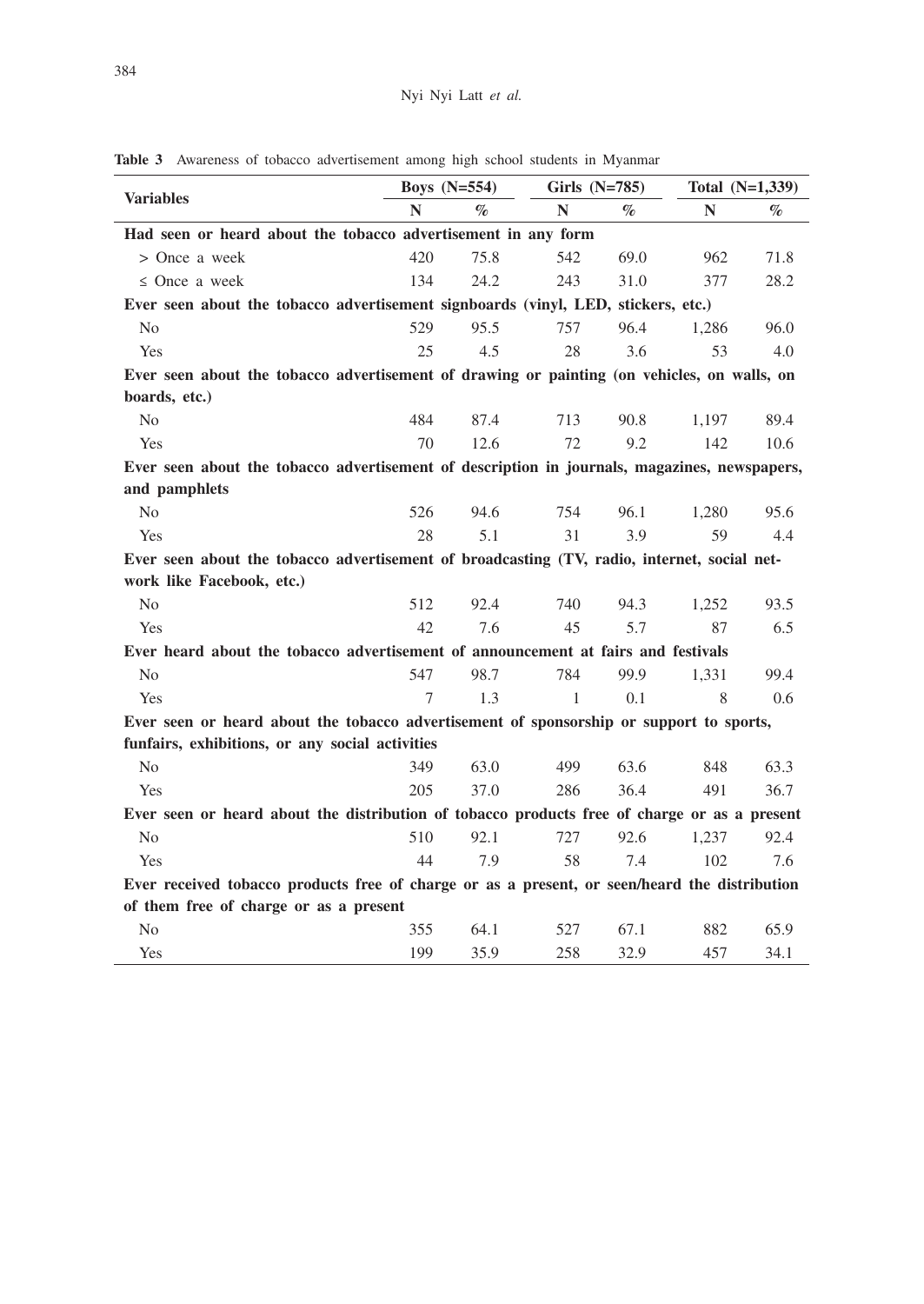**Table 3** Awareness of tobacco advertisement among high school students in Myanmar

| Variables | Boys (N=554) | | Girls (N=785) | | Total (N=1,339) | |
|---|---|---|---|---|---|---|
| | N | % | N | % | N | % |
| **Had seen or heard about the tobacco advertisement in any form** | | | | | | |
| > Once a week | 420 | 75.8 | 542 | 69.0 | 962 | 71.8 |
| ≤ Once a week | 134 | 24.2 | 243 | 31.0 | 377 | 28.2 |
| **Ever seen about the tobacco advertisement signboards (vinyl, LED, stickers, etc.)** | | | | | | |
| No | 529 | 95.5 | 757 | 96.4 | 1,286 | 96.0 |
| Yes | 25 | 4.5 | 28 | 3.6 | 53 | 4.0 |
| **Ever seen about the tobacco advertisement of drawing or painting (on vehicles, on walls, on boards, etc.)** | | | | | | |
| No | 484 | 87.4 | 713 | 90.8 | 1,197 | 89.4 |
| Yes | 70 | 12.6 | 72 | 9.2 | 142 | 10.6 |
| **Ever seen about the tobacco advertisement of description in journals, magazines, newspapers, and pamphlets** | | | | | | |
| No | 526 | 94.6 | 754 | 96.1 | 1,280 | 95.6 |
| Yes | 28 | 5.1 | 31 | 3.9 | 59 | 4.4 |
| **Ever seen about the tobacco advertisement of broadcasting (TV, radio, internet, social network like Facebook, etc.)** | | | | | | |
| No | 512 | 92.4 | 740 | 94.3 | 1,252 | 93.5 |
| Yes | 42 | 7.6 | 45 | 5.7 | 87 | 6.5 |
| **Ever heard about the tobacco advertisement of announcement at fairs and festivals** | | | | | | |
| No | 547 | 98.7 | 784 | 99.9 | 1,331 | 99.4 |
| Yes | 7 | 1.3 | 1 | 0.1 | 8 | 0.6 |
| **Ever seen or heard about the tobacco advertisement of sponsorship or support to sports, funfairs, exhibitions, or any social activities** | | | | | | |
| No | 349 | 63.0 | 499 | 63.6 | 848 | 63.3 |
| Yes | 205 | 37.0 | 286 | 36.4 | 491 | 36.7 |
| **Ever seen or heard about the distribution of tobacco products free of charge or as a present** | | | | | | |
| No | 510 | 92.1 | 727 | 92.6 | 1,237 | 92.4 |
| Yes | 44 | 7.9 | 58 | 7.4 | 102 | 7.6 |
| **Ever received tobacco products free of charge or as a present, or seen/heard the distribution of them free of charge or as a present** | | | | | | |
| No | 355 | 64.1 | 527 | 67.1 | 882 | 65.9 |
| Yes | 199 | 35.9 | 258 | 32.9 | 457 | 34.1 |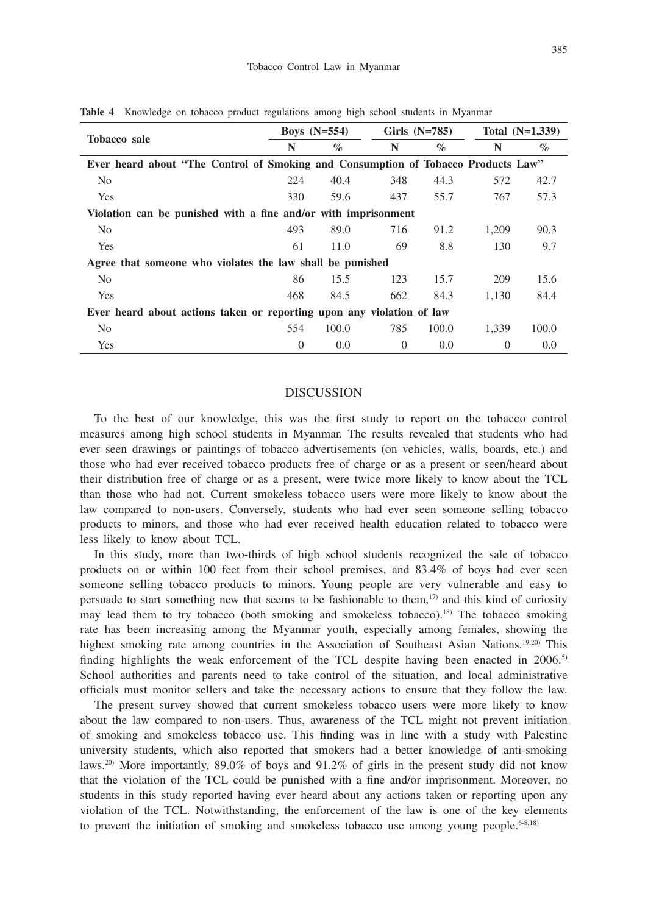**Table 4** Knowledge on tobacco product regulations among high school students in Myanmar

| Tobacco sale | Boys (N=554) | | Girls (N=785) | | Total (N=1,339) | |
|---|---|---|---|---|---|---|
| | N | % | N | % | N | % |
| **Ever heard about "The Control of Smoking and Consumption of Tobacco Products Law"** | | | | | | |
| No | 224 | 40.4 | 348 | 44.3 | 572 | 42.7 |
| Yes | 330 | 59.6 | 437 | 55.7 | 767 | 57.3 |
| **Violation can be punished with a fine and/or with imprisonment** | | | | | | |
| No | 493 | 89.0 | 716 | 91.2 | 1,209 | 90.3 |
| Yes | 61 | 11.0 | 69 | 8.8 | 130 | 9.7 |
| **Agree that someone who violates the law shall be punished** | | | | | | |
| No | 86 | 15.5 | 123 | 15.7 | 209 | 15.6 |
| Yes | 468 | 84.5 | 662 | 84.3 | 1,130 | 84.4 |
| **Ever heard about actions taken or reporting upon any violation of law** | | | | | | |
| No | 554 | 100.0 | 785 | 100.0 | 1,339 | 100.0 |
| Yes | 0 | 0.0 | 0 | 0.0 | 0 | 0.0 |

## DISCUSSION

To the best of our knowledge, this was the first study to report on the tobacco control measures among high school students in Myanmar. The results revealed that students who had ever seen drawings or paintings of tobacco advertisements (on vehicles, walls, boards, etc.) and those who had ever received tobacco products free of charge or as a present or seen/heard about their distribution free of charge or as a present, were twice more likely to know about the TCL than those who had not. Current smokeless tobacco users were more likely to know about the law compared to non-users. Conversely, students who had ever seen someone selling tobacco products to minors, and those who had ever received health education related to tobacco were less likely to know about TCL.

In this study, more than two-thirds of high school students recognized the sale of tobacco products on or within 100 feet from their school premises, and 83.4% of boys had ever seen someone selling tobacco products to minors. Young people are very vulnerable and easy to persuade to start something new that seems to be fashionable to them,[17] and this kind of curiosity may lead them to try tobacco (both smoking and smokeless tobacco).[18] The tobacco smoking rate has been increasing among the Myanmar youth, especially among females, showing the highest smoking rate among countries in the Association of Southeast Asian Nations.[19,20] This finding highlights the weak enforcement of the TCL despite having been enacted in 2006.[5] School authorities and parents need to take control of the situation, and local administrative officials must monitor sellers and take the necessary actions to ensure that they follow the law.

The present survey showed that current smokeless tobacco users were more likely to know about the law compared to non-users. Thus, awareness of the TCL might not prevent initiation of smoking and smokeless tobacco use. This finding was in line with a study with Palestine university students, which also reported that smokers had a better knowledge of anti-smoking laws.[20] More importantly, 89.0% of boys and 91.2% of girls in the present study did not know that the violation of the TCL could be punished with a fine and/or imprisonment. Moreover, no students in this study reported having ever heard about any actions taken or reporting upon any violation of the TCL. Notwithstanding, the enforcement of the law is one of the key elements to prevent the initiation of smoking and smokeless tobacco use among young people.[6-8,18]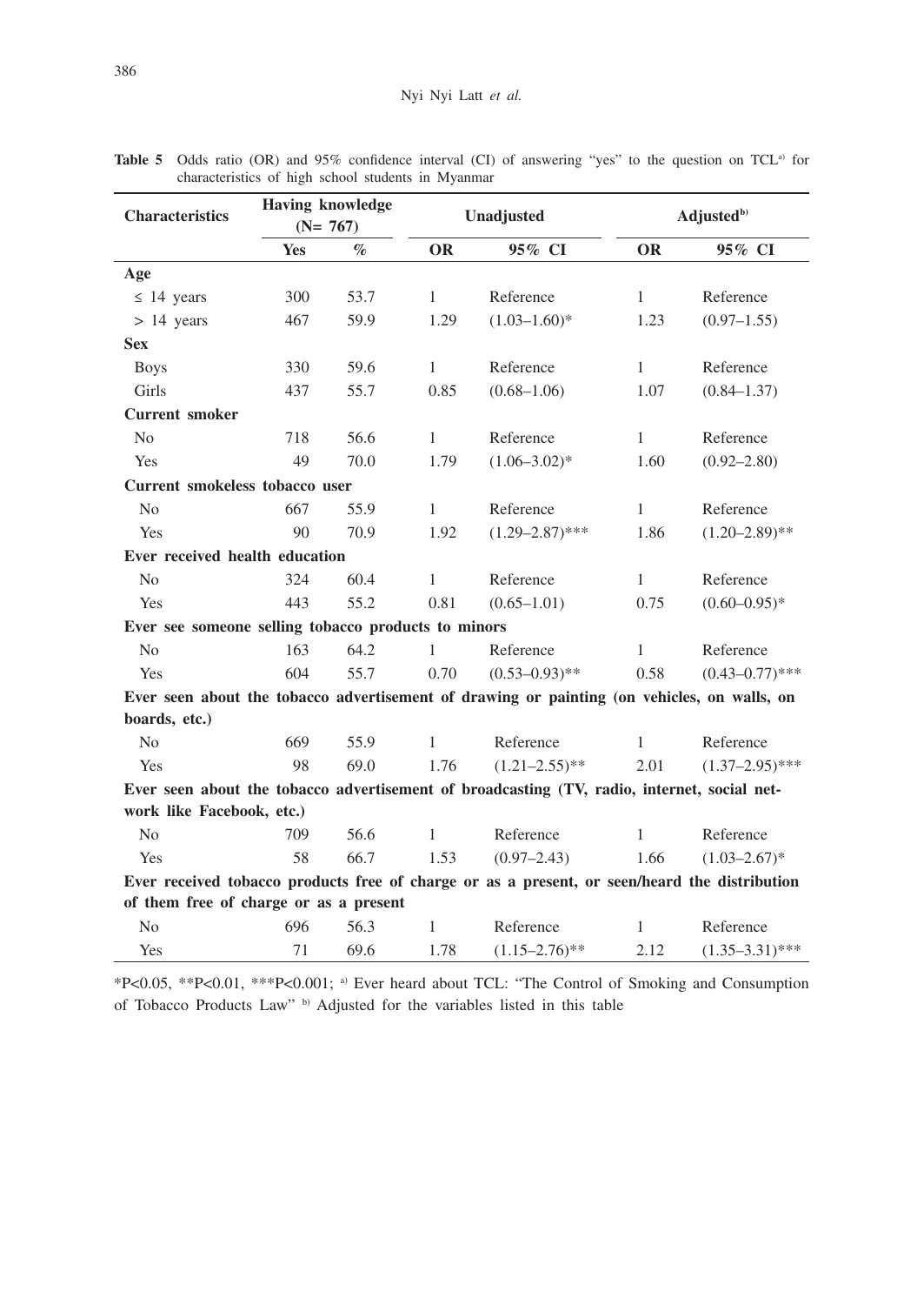**Table 5** Odds ratio (OR) and 95% confidence interval (CI) of answering "yes" to the question on TCL[a] for characteristics of high school students in Myanmar

| Characteristics | Having knowledge (N= 767) | | Unadjusted | | Adjusted[b] | |
|---|---|---|---|---|---|---|
| | Yes | % | OR | 95% CI | OR | 95% CI |
| **Age** | | | | | | |
| ≤ 14 years | 300 | 53.7 | 1 | Reference | 1 | Reference |
| > 14 years | 467 | 59.9 | 1.29 | (1.03–1.60)* | 1.23 | (0.97–1.55) |
| **Sex** | | | | | | |
| Boys | 330 | 59.6 | 1 | Reference | 1 | Reference |
| Girls | 437 | 55.7 | 0.85 | (0.68–1.06) | 1.07 | (0.84–1.37) |
| **Current smoker** | | | | | | |
| No | 718 | 56.6 | 1 | Reference | 1 | Reference |
| Yes | 49 | 70.0 | 1.79 | (1.06–3.02)* | 1.60 | (0.92–2.80) |
| **Current smokeless tobacco user** | | | | | | |
| No | 667 | 55.9 | 1 | Reference | 1 | Reference |
| Yes | 90 | 70.9 | 1.92 | (1.29–2.87)*** | 1.86 | (1.20–2.89)** |
| **Ever received health education** | | | | | | |
| No | 324 | 60.4 | 1 | Reference | 1 | Reference |
| Yes | 443 | 55.2 | 0.81 | (0.65–1.01) | 0.75 | (0.60–0.95)* |
| **Ever see someone selling tobacco products to minors** | | | | | | |
| No | 163 | 64.2 | 1 | Reference | 1 | Reference |
| Yes | 604 | 55.7 | 0.70 | (0.53–0.93)** | 0.58 | (0.43–0.77)*** |
| **Ever seen about the tobacco advertisement of drawing or painting (on vehicles, on walls, on boards, etc.)** | | | | | | |
| No | 669 | 55.9 | 1 | Reference | 1 | Reference |
| Yes | 98 | 69.0 | 1.76 | (1.21–2.55)** | 2.01 | (1.37–2.95)*** |
| **Ever seen about the tobacco advertisement of broadcasting (TV, radio, internet, social network like Facebook, etc.)** | | | | | | |
| No | 709 | 56.6 | 1 | Reference | 1 | Reference |
| Yes | 58 | 66.7 | 1.53 | (0.97–2.43) | 1.66 | (1.03–2.67)* |
| **Ever received tobacco products free of charge or as a present, or seen/heard the distribution of them free of charge or as a present** | | | | | | |
| No | 696 | 56.3 | 1 | Reference | 1 | Reference |
| Yes | 71 | 69.6 | 1.78 | (1.15–2.76)** | 2.12 | (1.35–3.31)*** |

*P<0.05, **P<0.01, ***P<0.001; [a] Ever heard about TCL: "The Control of Smoking and Consumption of Tobacco Products Law" [b] Adjusted for the variables listed in this table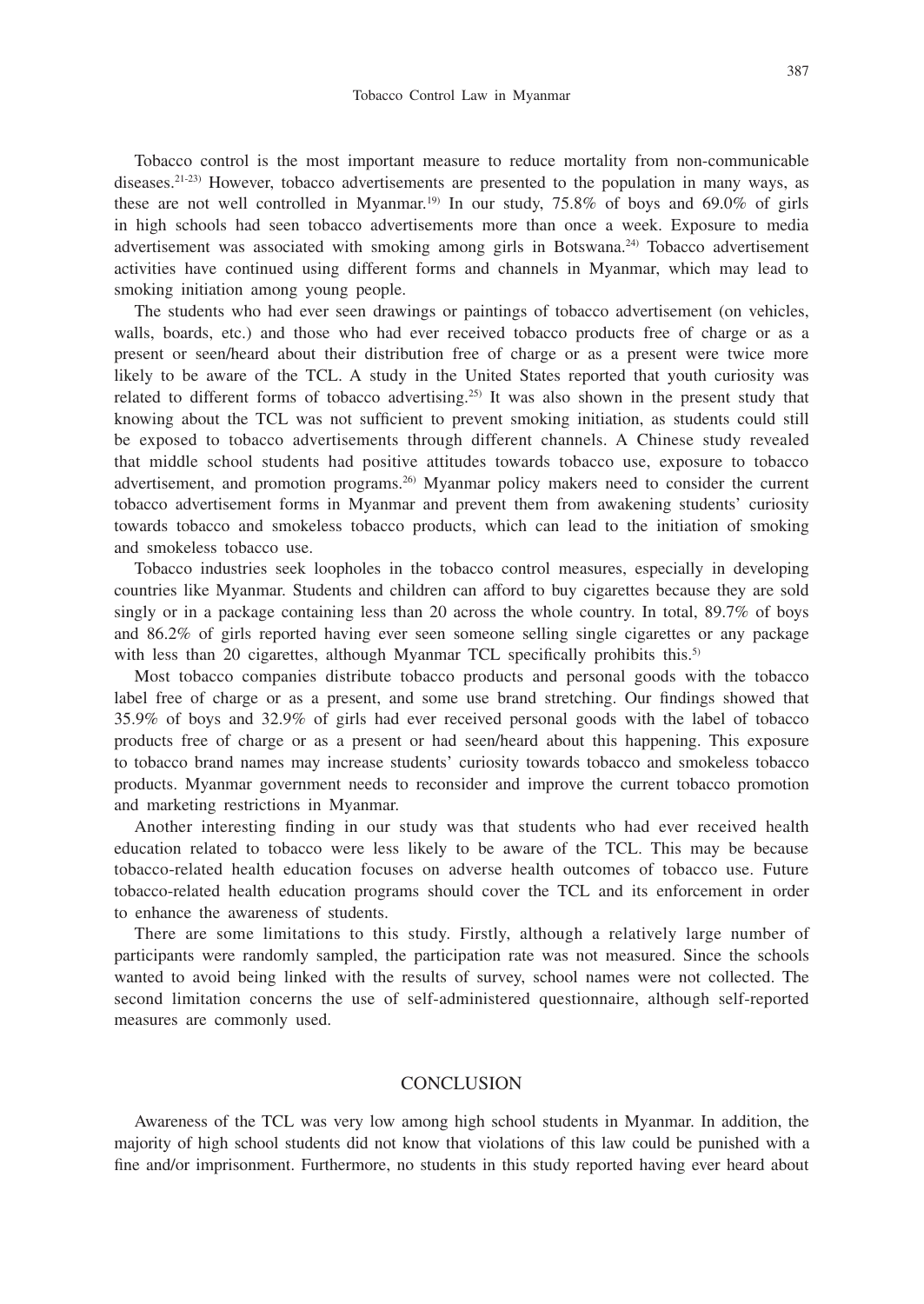Tobacco control is the most important measure to reduce mortality from non-communicable diseases.[21-23] However, tobacco advertisements are presented to the population in many ways, as these are not well controlled in Myanmar.[19] In our study, 75.8% of boys and 69.0% of girls in high schools had seen tobacco advertisements more than once a week. Exposure to media advertisement was associated with smoking among girls in Botswana.[24] Tobacco advertisement activities have continued using different forms and channels in Myanmar, which may lead to smoking initiation among young people.

The students who had ever seen drawings or paintings of tobacco advertisement (on vehicles, walls, boards, etc.) and those who had ever received tobacco products free of charge or as a present or seen/heard about their distribution free of charge or as a present were twice more likely to be aware of the TCL. A study in the United States reported that youth curiosity was related to different forms of tobacco advertising.[25] It was also shown in the present study that knowing about the TCL was not sufficient to prevent smoking initiation, as students could still be exposed to tobacco advertisements through different channels. A Chinese study revealed that middle school students had positive attitudes towards tobacco use, exposure to tobacco advertisement, and promotion programs.[26] Myanmar policy makers need to consider the current tobacco advertisement forms in Myanmar and prevent them from awakening students' curiosity towards tobacco and smokeless tobacco products, which can lead to the initiation of smoking and smokeless tobacco use.

Tobacco industries seek loopholes in the tobacco control measures, especially in developing countries like Myanmar. Students and children can afford to buy cigarettes because they are sold singly or in a package containing less than 20 across the whole country. In total, 89.7% of boys and 86.2% of girls reported having ever seen someone selling single cigarettes or any package with less than 20 cigarettes, although Myanmar TCL specifically prohibits this.[5]

Most tobacco companies distribute tobacco products and personal goods with the tobacco label free of charge or as a present, and some use brand stretching. Our findings showed that 35.9% of boys and 32.9% of girls had ever received personal goods with the label of tobacco products free of charge or as a present or had seen/heard about this happening. This exposure to tobacco brand names may increase students' curiosity towards tobacco and smokeless tobacco products. Myanmar government needs to reconsider and improve the current tobacco promotion and marketing restrictions in Myanmar.

Another interesting finding in our study was that students who had ever received health education related to tobacco were less likely to be aware of the TCL. This may be because tobacco-related health education focuses on adverse health outcomes of tobacco use. Future tobacco-related health education programs should cover the TCL and its enforcement in order to enhance the awareness of students.

There are some limitations to this study. Firstly, although a relatively large number of participants were randomly sampled, the participation rate was not measured. Since the schools wanted to avoid being linked with the results of survey, school names were not collected. The second limitation concerns the use of self-administered questionnaire, although self-reported measures are commonly used.

## CONCLUSION

Awareness of the TCL was very low among high school students in Myanmar. In addition, the majority of high school students did not know that violations of this law could be punished with a fine and/or imprisonment. Furthermore, no students in this study reported having ever heard about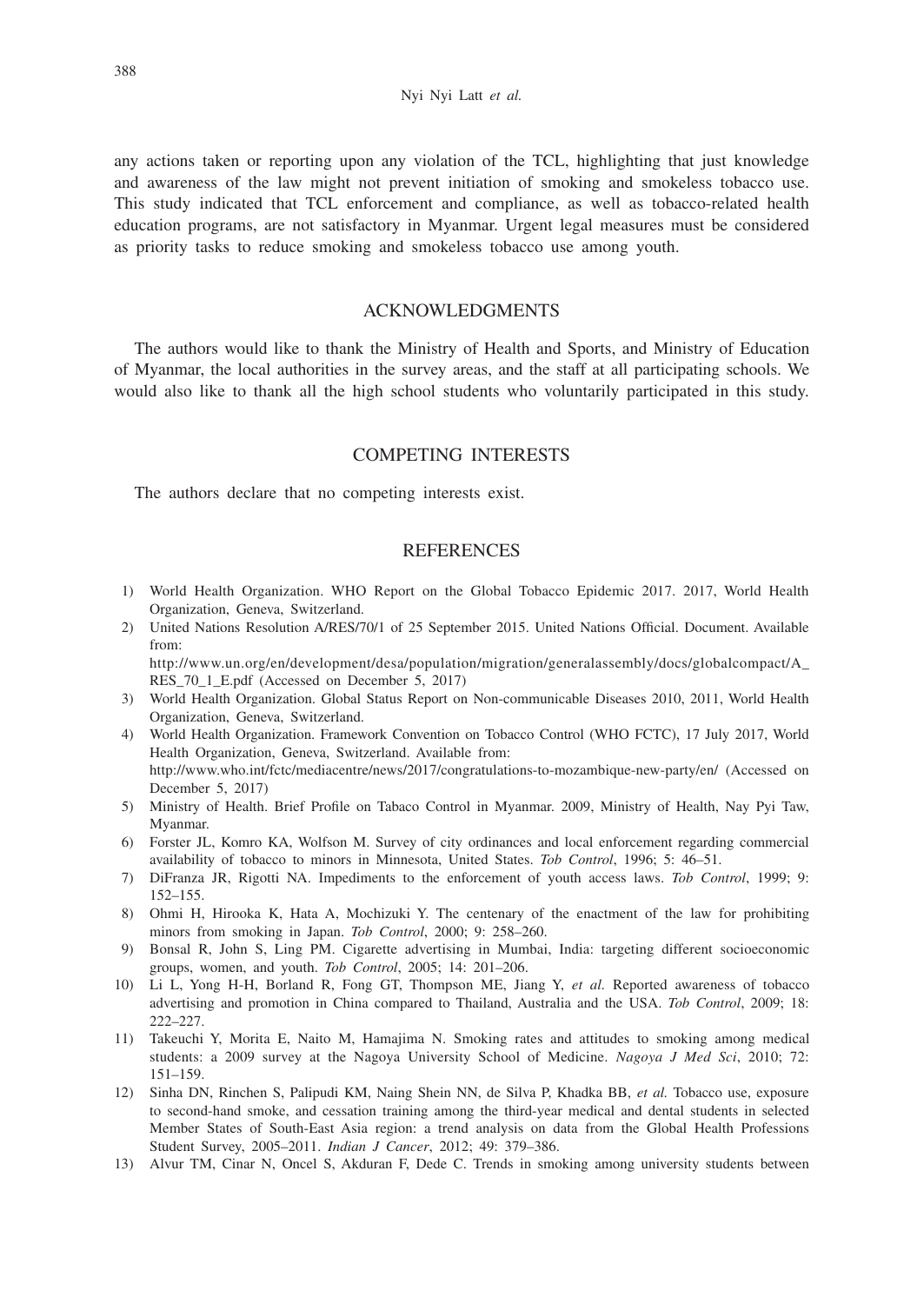any actions taken or reporting upon any violation of the TCL, highlighting that just knowledge and awareness of the law might not prevent initiation of smoking and smokeless tobacco use. This study indicated that TCL enforcement and compliance, as well as tobacco-related health education programs, are not satisfactory in Myanmar. Urgent legal measures must be considered as priority tasks to reduce smoking and smokeless tobacco use among youth.

## ACKNOWLEDGMENTS

The authors would like to thank the Ministry of Health and Sports, and Ministry of Education of Myanmar, the local authorities in the survey areas, and the staff at all participating schools. We would also like to thank all the high school students who voluntarily participated in this study.

## COMPETING INTERESTS

The authors declare that no competing interests exist.

## REFERENCES

1) World Health Organization. WHO Report on the Global Tobacco Epidemic 2017. 2017, World Health Organization, Geneva, Switzerland.
2) United Nations Resolution A/RES/70/1 of 25 September 2015. United Nations Official. Document. Available from: http://www.un.org/en/development/desa/population/migration/generalassembly/docs/globalcompact/A_RES_70_1_E.pdf (Accessed on December 5, 2017)
3) World Health Organization. Global Status Report on Non-communicable Diseases 2010, 2011, World Health Organization, Geneva, Switzerland.
4) World Health Organization. Framework Convention on Tobacco Control (WHO FCTC), 17 July 2017, World Health Organization, Geneva, Switzerland. Available from: http://www.who.int/fctc/mediacentre/news/2017/congratulations-to-mozambique-new-party/en/ (Accessed on December 5, 2017)
5) Ministry of Health. Brief Profile on Tabaco Control in Myanmar. 2009, Ministry of Health, Nay Pyi Taw, Myanmar.
6) Forster JL, Komro KA, Wolfson M. Survey of city ordinances and local enforcement regarding commercial availability of tobacco to minors in Minnesota, United States. *Tob Control*, 1996; 5: 46–51.
7) DiFranza JR, Rigotti NA. Impediments to the enforcement of youth access laws. *Tob Control*, 1999; 9: 152–155.
8) Ohmi H, Hirooka K, Hata A, Mochizuki Y. The centenary of the enactment of the law for prohibiting minors from smoking in Japan. *Tob Control*, 2000; 9: 258–260.
9) Bonsal R, John S, Ling PM. Cigarette advertising in Mumbai, India: targeting different socioeconomic groups, women, and youth. *Tob Control*, 2005; 14: 201–206.
10) Li L, Yong H-H, Borland R, Fong GT, Thompson ME, Jiang Y, *et al*. Reported awareness of tobacco advertising and promotion in China compared to Thailand, Australia and the USA. *Tob Control*, 2009; 18: 222–227.
11) Takeuchi Y, Morita E, Naito M, Hamajima N. Smoking rates and attitudes to smoking among medical students: a 2009 survey at the Nagoya University School of Medicine. *Nagoya J Med Sci*, 2010; 72: 151–159.
12) Sinha DN, Rinchen S, Palipudi KM, Naing Shein NN, de Silva P, Khadka BB, *et al.* Tobacco use, exposure to second-hand smoke, and cessation training among the third-year medical and dental students in selected Member States of South-East Asia region: a trend analysis on data from the Global Health Professions Student Survey, 2005–2011. *Indian J Cancer*, 2012; 49: 379–386.
13) Alvur TM, Cinar N, Oncel S, Akduran F, Dede C. Trends in smoking among university students between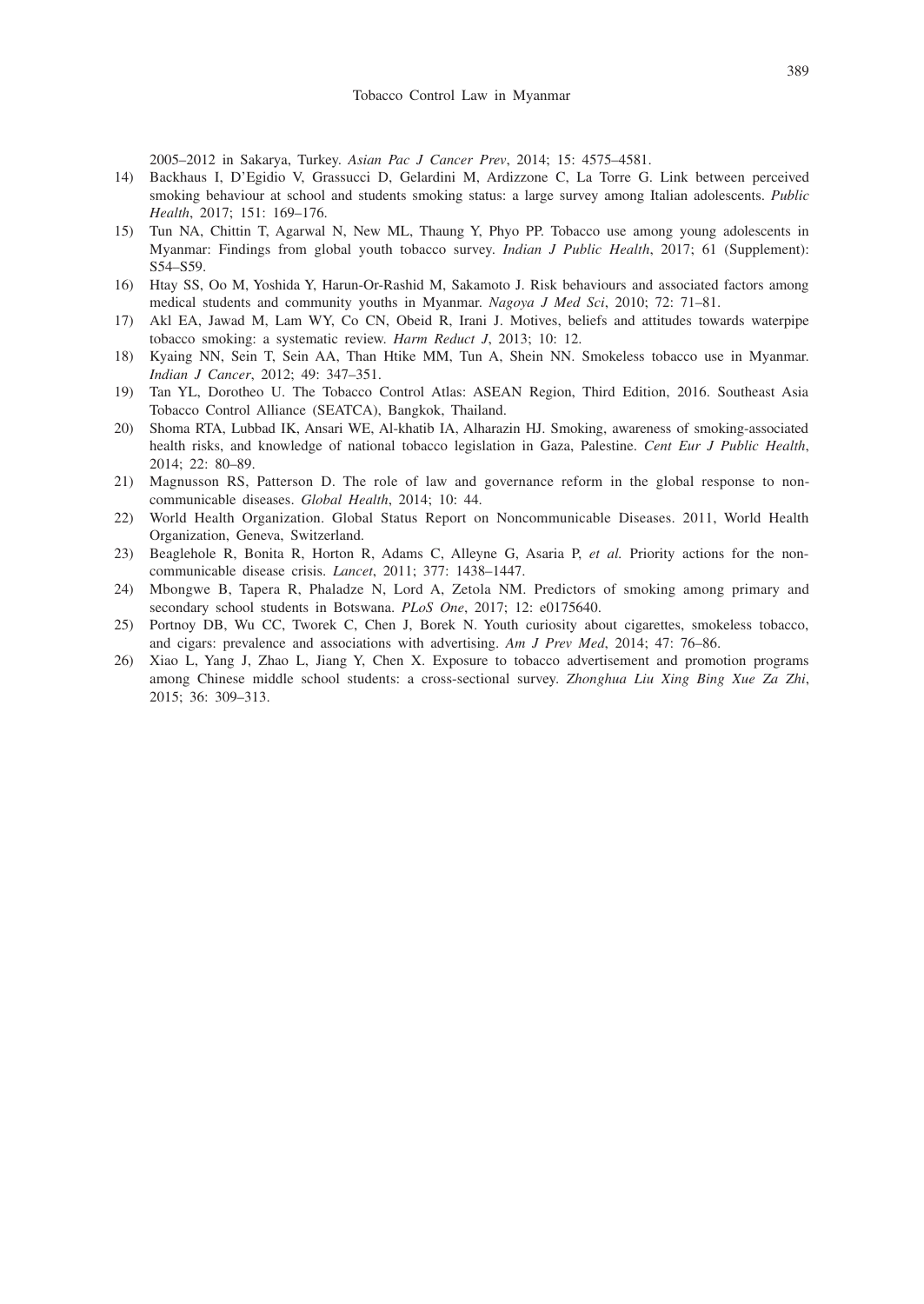2005–2012 in Sakarya, Turkey. *Asian Pac J Cancer Prev*, 2014; 15: 4575–4581.

14) Backhaus I, D'Egidio V, Grassucci D, Gelardini M, Ardizzone C, La Torre G. Link between perceived smoking behaviour at school and students smoking status: a large survey among Italian adolescents. *Public Health*, 2017; 151: 169–176.
15) Tun NA, Chittin T, Agarwal N, New ML, Thaung Y, Phyo PP. Tobacco use among young adolescents in Myanmar: Findings from global youth tobacco survey. *Indian J Public Health*, 2017; 61 (Supplement): S54–S59.
16) Htay SS, Oo M, Yoshida Y, Harun-Or-Rashid M, Sakamoto J. Risk behaviours and associated factors among medical students and community youths in Myanmar. *Nagoya J Med Sci*, 2010; 72: 71–81.
17) Akl EA, Jawad M, Lam WY, Co CN, Obeid R, Irani J. Motives, beliefs and attitudes towards waterpipe tobacco smoking: a systematic review. *Harm Reduct J*, 2013; 10: 12.
18) Kyaing NN, Sein T, Sein AA, Than Htike MM, Tun A, Shein NN. Smokeless tobacco use in Myanmar. *Indian J Cancer*, 2012; 49: 347–351.
19) Tan YL, Dorotheo U. The Tobacco Control Atlas: ASEAN Region, Third Edition, 2016. Southeast Asia Tobacco Control Alliance (SEATCA), Bangkok, Thailand.
20) Shoma RTA, Lubbad IK, Ansari WE, Al-khatib IA, Alharazin HJ. Smoking, awareness of smoking-associated health risks, and knowledge of national tobacco legislation in Gaza, Palestine. *Cent Eur J Public Health*, 2014; 22: 80–89.
21) Magnusson RS, Patterson D. The role of law and governance reform in the global response to non-communicable diseases. *Global Health*, 2014; 10: 44.
22) World Health Organization. Global Status Report on Noncommunicable Diseases. 2011, World Health Organization, Geneva, Switzerland.
23) Beaglehole R, Bonita R, Horton R, Adams C, Alleyne G, Asaria P, *et al.* Priority actions for the non-communicable disease crisis. *Lancet*, 2011; 377: 1438–1447.
24) Mbongwe B, Tapera R, Phaladze N, Lord A, Zetola NM. Predictors of smoking among primary and secondary school students in Botswana. *PLoS One*, 2017; 12: e0175640.
25) Portnoy DB, Wu CC, Tworek C, Chen J, Borek N. Youth curiosity about cigarettes, smokeless tobacco, and cigars: prevalence and associations with advertising. *Am J Prev Med*, 2014; 47: 76–86.
26) Xiao L, Yang J, Zhao L, Jiang Y, Chen X. Exposure to tobacco advertisement and promotion programs among Chinese middle school students: a cross-sectional survey. *Zhonghua Liu Xing Bing Xue Za Zhi*, 2015; 36: 309–313.